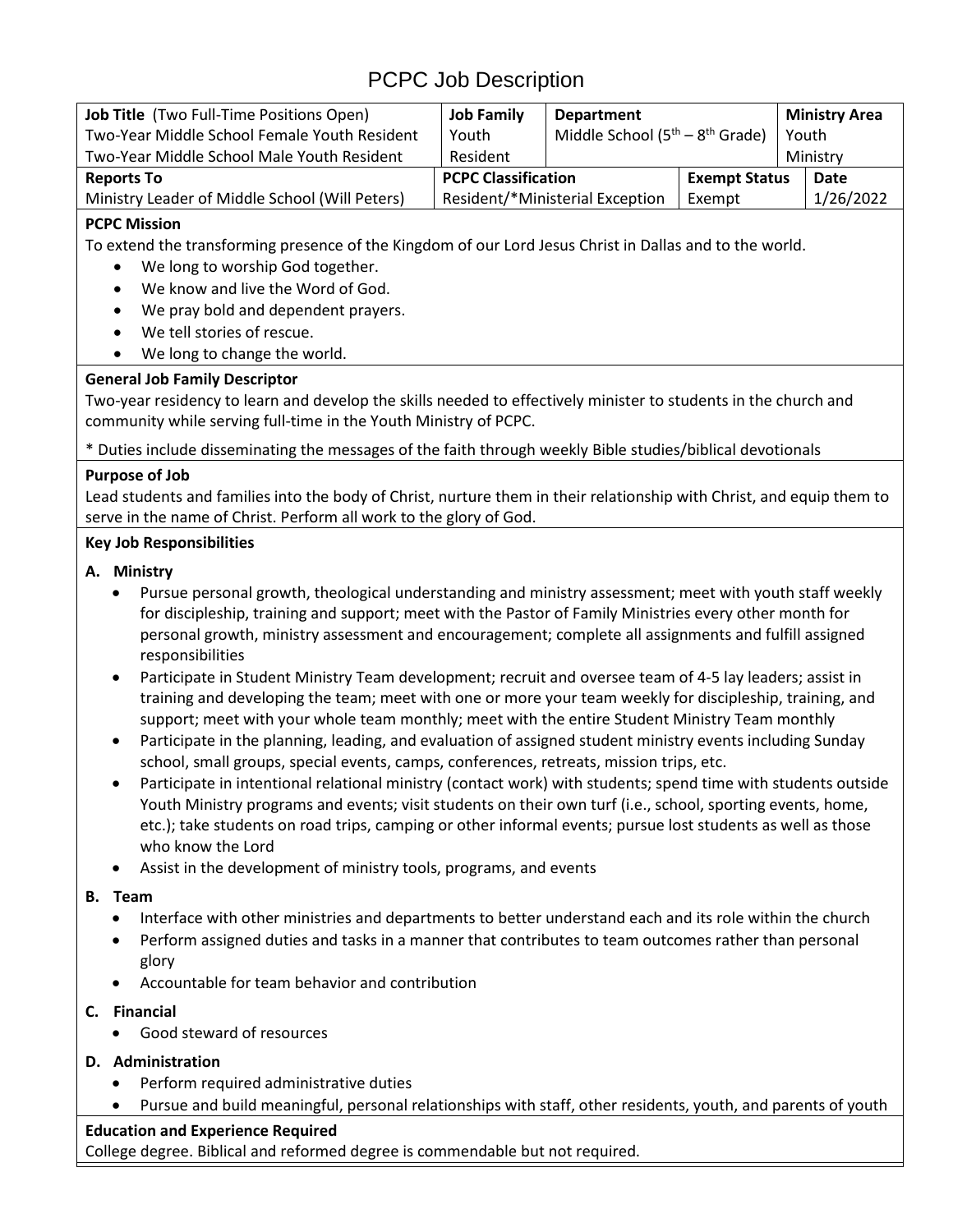# PCPC Job Description

| **Job Title** (Two Full-Time Positions Open) | **Job Family** | **Department** | | **Ministry Area** |
| --- | --- | --- | --- | --- |
| Two-Year Middle School Female Youth Resident<br>Two-Year Middle School Male Youth Resident | Youth Resident | Middle School ($5^{th}$ – $8^{th}$ Grade) | | Youth Ministry |
| **Reports To** | **PCPC Classification** | | **Exempt Status** | **Date** |
| Ministry Leader of Middle School (Will Peters) | Resident/*Ministerial Exception | | Exempt | 1/26/2022 |

**PCPC Mission**

To extend the transforming presence of the Kingdom of our Lord Jesus Christ in Dallas and to the world.

- We long to worship God together.
- We know and live the Word of God.
- We pray bold and dependent prayers.
- We tell stories of rescue.
- We long to change the world.

**General Job Family Descriptor**

Two-year residency to learn and develop the skills needed to effectively minister to students in the church and community while serving full-time in the Youth Ministry of PCPC.

* Duties include disseminating the messages of the faith through weekly Bible studies/biblical devotionals

**Purpose of Job**

Lead students and families into the body of Christ, nurture them in their relationship with Christ, and equip them to serve in the name of Christ. Perform all work to the glory of God.

**Key Job Responsibilities**

**A. Ministry**

- Pursue personal growth, theological understanding and ministry assessment; meet with youth staff weekly for discipleship, training and support; meet with the Pastor of Family Ministries every other month for personal growth, ministry assessment and encouragement; complete all assignments and fulfill assigned responsibilities
- Participate in Student Ministry Team development; recruit and oversee team of 4-5 lay leaders; assist in training and developing the team; meet with one or more your team weekly for discipleship, training, and support; meet with your whole team monthly; meet with the entire Student Ministry Team monthly
- Participate in the planning, leading, and evaluation of assigned student ministry events including Sunday school, small groups, special events, camps, conferences, retreats, mission trips, etc.
- Participate in intentional relational ministry (contact work) with students; spend time with students outside Youth Ministry programs and events; visit students on their own turf (i.e., school, sporting events, home, etc.); take students on road trips, camping or other informal events; pursue lost students as well as those who know the Lord
- Assist in the development of ministry tools, programs, and events

**B. Team**

- Interface with other ministries and departments to better understand each and its role within the church
- Perform assigned duties and tasks in a manner that contributes to team outcomes rather than personal glory
- Accountable for team behavior and contribution

**C. Financial**

- Good steward of resources

**D. Administration**

- Perform required administrative duties
- Pursue and build meaningful, personal relationships with staff, other residents, youth, and parents of youth

**Education and Experience Required**

College degree. Biblical and reformed degree is commendable but not required.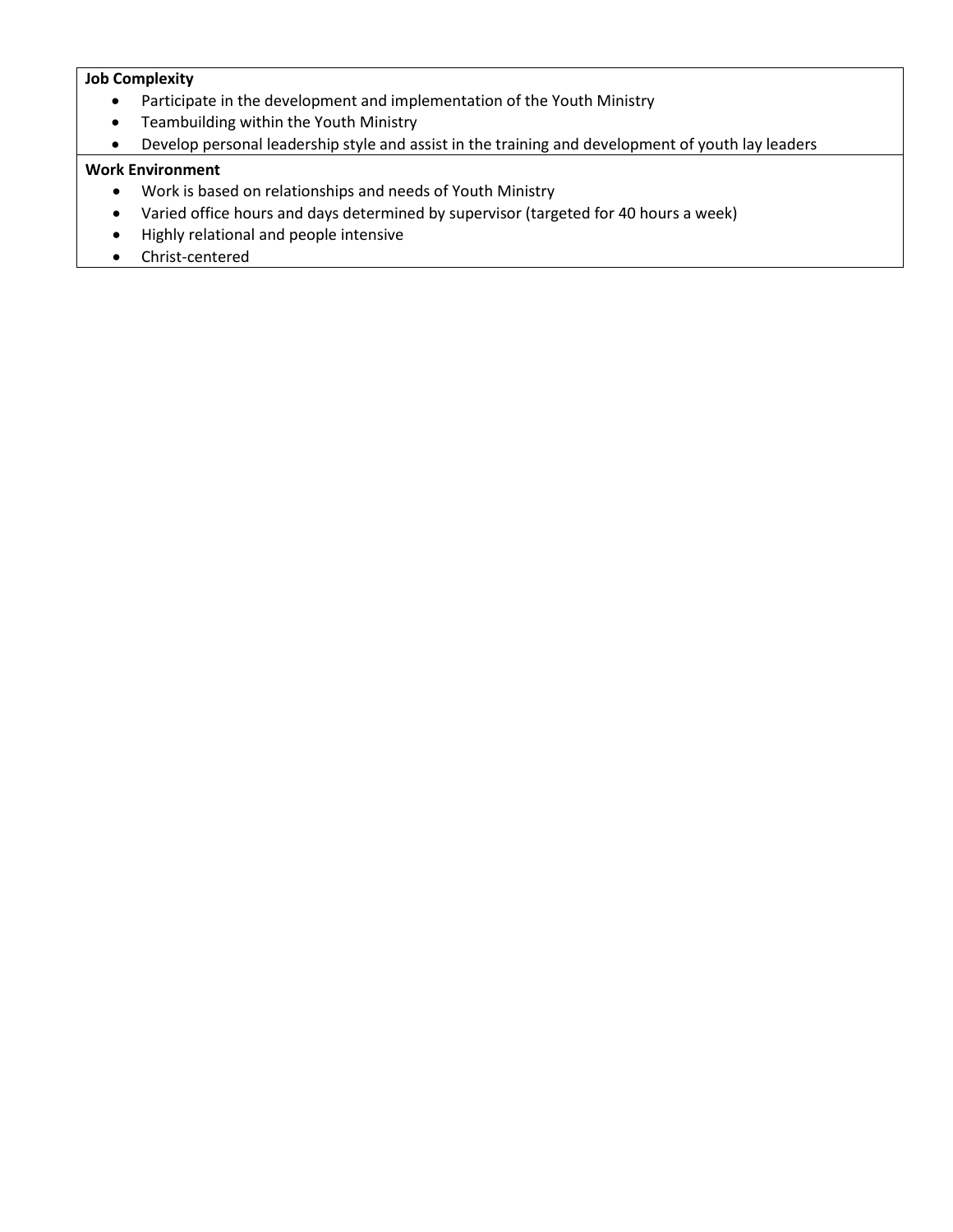**Job Complexity**

- Participate in the development and implementation of the Youth Ministry
- Teambuilding within the Youth Ministry
- Develop personal leadership style and assist in the training and development of youth lay leaders

**Work Environment**

- Work is based on relationships and needs of Youth Ministry
- Varied office hours and days determined by supervisor (targeted for 40 hours a week)
- Highly relational and people intensive
- Christ-centered